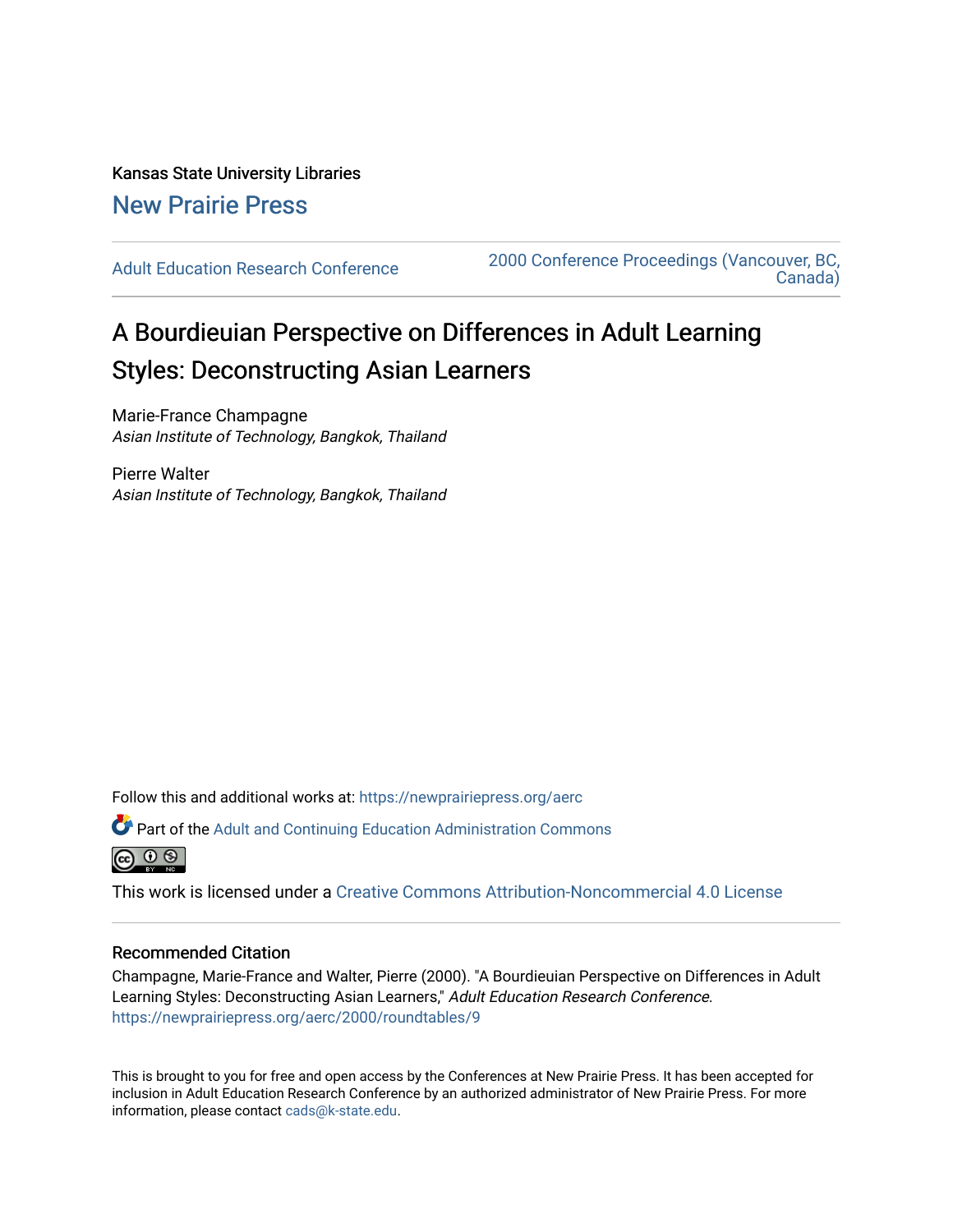Kansas State University Libraries

New Prairie Press

Adult Education Research Conference

2000 Conference Proceedings (Vancouver, BC, Canada)

# A Bourdieuian Perspective on Differences in Adult Learning Styles: Deconstructing Asian Learners

Marie-France Champagne
*Asian Institute of Technology, Bangkok, Thailand*

Pierre Walter
*Asian Institute of Technology, Bangkok, Thailand*

Follow this and additional works at: https://newprairiepress.org/aerc

Part of the Adult and Continuing Education Administration Commons

This work is licensed under a Creative Commons Attribution-Noncommercial 4.0 License

## Recommended Citation

Champagne, Marie-France and Walter, Pierre (2000). "A Bourdieuian Perspective on Differences in Adult Learning Styles: Deconstructing Asian Learners," *Adult Education Research Conference*. https://newprairiepress.org/aerc/2000/roundtables/9

This is brought to you for free and open access by the Conferences at New Prairie Press. It has been accepted for inclusion in Adult Education Research Conference by an authorized administrator of New Prairie Press. For more information, please contact cads@k-state.edu.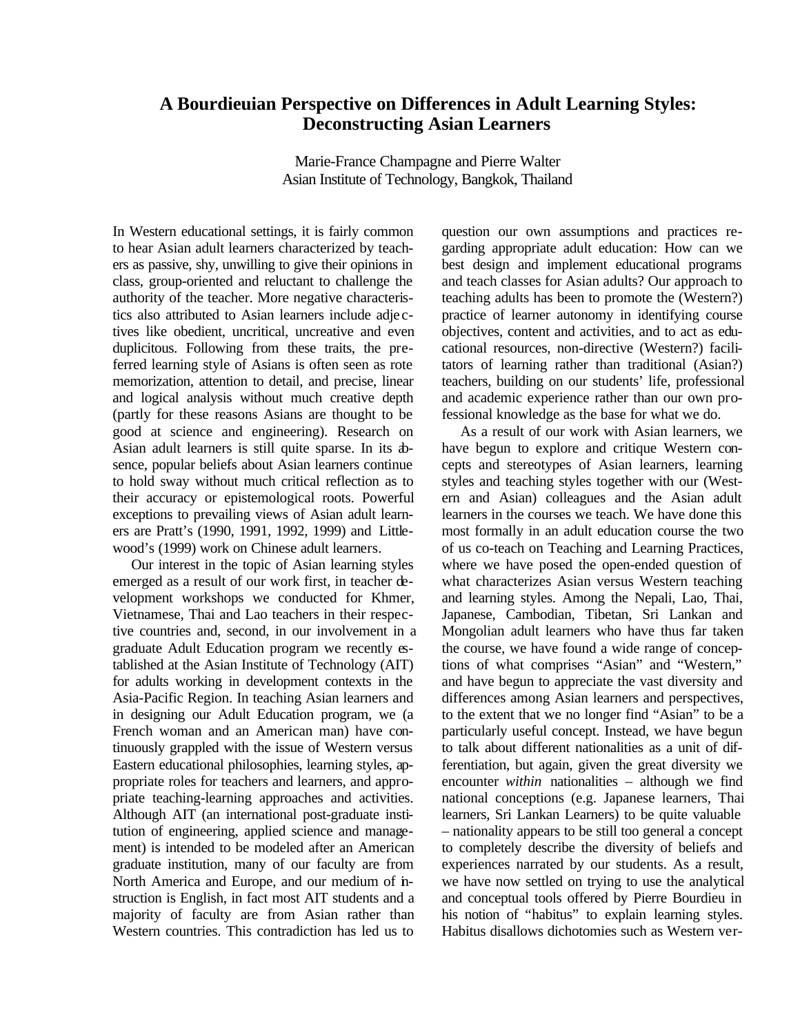# A Bourdieuian Perspective on Differences in Adult Learning Styles: Deconstructing Asian Learners

Marie-France Champagne and Pierre Walter
Asian Institute of Technology, Bangkok, Thailand

In Western educational settings, it is fairly common to hear Asian adult learners characterized by teachers as passive, shy, unwilling to give their opinions in class, group-oriented and reluctant to challenge the authority of the teacher. More negative characteristics also attributed to Asian learners include adjectives like obedient, uncritical, uncreative and even duplicitous. Following from these traits, the preferred learning style of Asians is often seen as rote memorization, attention to detail, and precise, linear and logical analysis without much creative depth (partly for these reasons Asians are thought to be good at science and engineering). Research on Asian adult learners is still quite sparse. In its absence, popular beliefs about Asian learners continue to hold sway without much critical reflection as to their accuracy or epistemological roots. Powerful exceptions to prevailing views of Asian adult learners are Pratt's (1990, 1991, 1992, 1999) and Littlewood's (1999) work on Chinese adult learners.

Our interest in the topic of Asian learning styles emerged as a result of our work first, in teacher development workshops we conducted for Khmer, Vietnamese, Thai and Lao teachers in their respective countries and, second, in our involvement in a graduate Adult Education program we recently established at the Asian Institute of Technology (AIT) for adults working in development contexts in the Asia-Pacific Region. In teaching Asian learners and in designing our Adult Education program, we (a French woman and an American man) have continuously grappled with the issue of Western versus Eastern educational philosophies, learning styles, appropriate roles for teachers and learners, and appropriate teaching-learning approaches and activities. Although AIT (an international post-graduate institution of engineering, applied science and management) is intended to be modeled after an American graduate institution, many of our faculty are from North America and Europe, and our medium of instruction is English, in fact most AIT students and a majority of faculty are from Asian rather than Western countries. This contradiction has led us to question our own assumptions and practices regarding appropriate adult education: How can we best design and implement educational programs and teach classes for Asian adults? Our approach to teaching adults has been to promote the (Western?) practice of learner autonomy in identifying course objectives, content and activities, and to act as educational resources, non-directive (Western?) facilitators of learning rather than traditional (Asian?) teachers, building on our students' life, professional and academic experience rather than our own professional knowledge as the base for what we do.

As a result of our work with Asian learners, we have begun to explore and critique Western concepts and stereotypes of Asian learners, learning styles and teaching styles together with our (Western and Asian) colleagues and the Asian adult learners in the courses we teach. We have done this most formally in an adult education course the two of us co-teach on Teaching and Learning Practices, where we have posed the open-ended question of what characterizes Asian versus Western teaching and learning styles. Among the Nepali, Lao, Thai, Japanese, Cambodian, Tibetan, Sri Lankan and Mongolian adult learners who have thus far taken the course, we have found a wide range of conceptions of what comprises "Asian" and "Western," and have begun to appreciate the vast diversity and differences among Asian learners and perspectives, to the extent that we no longer find "Asian" to be a particularly useful concept. Instead, we have begun to talk about different nationalities as a unit of differentiation, but again, given the great diversity we encounter *within* nationalities – although we find national conceptions (e.g. Japanese learners, Thai learners, Sri Lankan Learners) to be quite valuable – nationality appears to be still too general a concept to completely describe the diversity of beliefs and experiences narrated by our students. As a result, we have now settled on trying to use the analytical and conceptual tools offered by Pierre Bourdieu in his notion of "habitus" to explain learning styles. Habitus disallows dichotomies such as Western ver-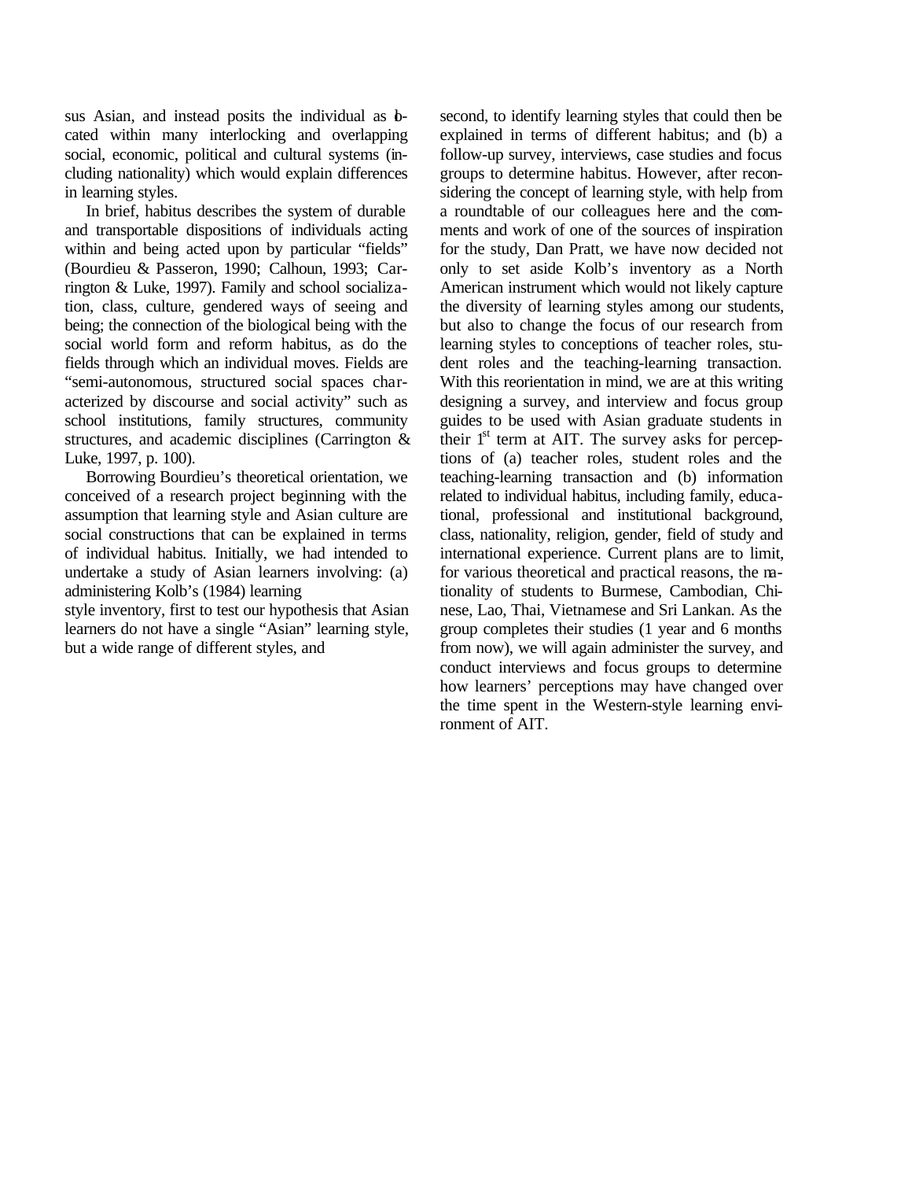sus Asian, and instead posits the individual as located within many interlocking and overlapping social, economic, political and cultural systems (including nationality) which would explain differences in learning styles.

In brief, habitus describes the system of durable and transportable dispositions of individuals acting within and being acted upon by particular "fields" (Bourdieu & Passeron, 1990; Calhoun, 1993; Carrington & Luke, 1997). Family and school socialization, class, culture, gendered ways of seeing and being; the connection of the biological being with the social world form and reform habitus, as do the fields through which an individual moves. Fields are "semi-autonomous, structured social spaces characterized by discourse and social activity" such as school institutions, family structures, community structures, and academic disciplines (Carrington & Luke, 1997, p. 100).

Borrowing Bourdieu's theoretical orientation, we conceived of a research project beginning with the assumption that learning style and Asian culture are social constructions that can be explained in terms of individual habitus. Initially, we had intended to undertake a study of Asian learners involving: (a) administering Kolb's (1984) learning style inventory, first to test our hypothesis that Asian learners do not have a single "Asian" learning style, but a wide range of different styles, and second, to identify learning styles that could then be explained in terms of different habitus; and (b) a follow-up survey, interviews, case studies and focus groups to determine habitus. However, after reconsidering the concept of learning style, with help from a roundtable of our colleagues here and the comments and work of one of the sources of inspiration for the study, Dan Pratt, we have now decided not only to set aside Kolb's inventory as a North American instrument which would not likely capture the diversity of learning styles among our students, but also to change the focus of our research from learning styles to conceptions of teacher roles, student roles and the teaching-learning transaction. With this reorientation in mind, we are at this writing designing a survey, and interview and focus group guides to be used with Asian graduate students in their 1st term at AIT. The survey asks for perceptions of (a) teacher roles, student roles and the teaching-learning transaction and (b) information related to individual habitus, including family, educational, professional and institutional background, class, nationality, religion, gender, field of study and international experience. Current plans are to limit, for various theoretical and practical reasons, the nationality of students to Burmese, Cambodian, Chinese, Lao, Thai, Vietnamese and Sri Lankan. As the group completes their studies (1 year and 6 months from now), we will again administer the survey, and conduct interviews and focus groups to determine how learners' perceptions may have changed over the time spent in the Western-style learning environment of AIT.